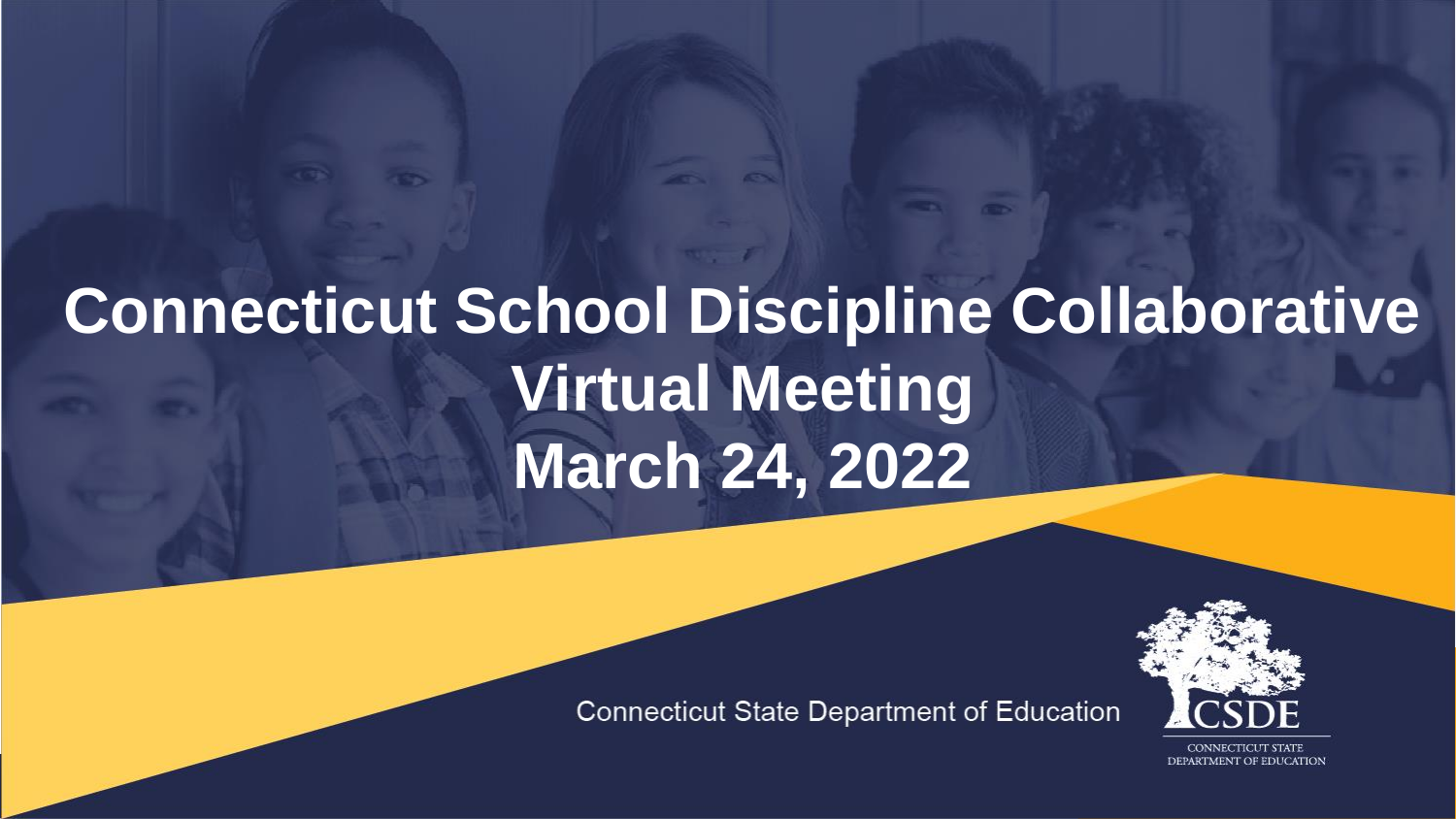# Connecticut School Discipline Collaborative Virtual Meeting March 24, 2022

Connecticut State Department of Education

CSDE

CONNECTICUT STATE DEPARTMENT OF EDUCATION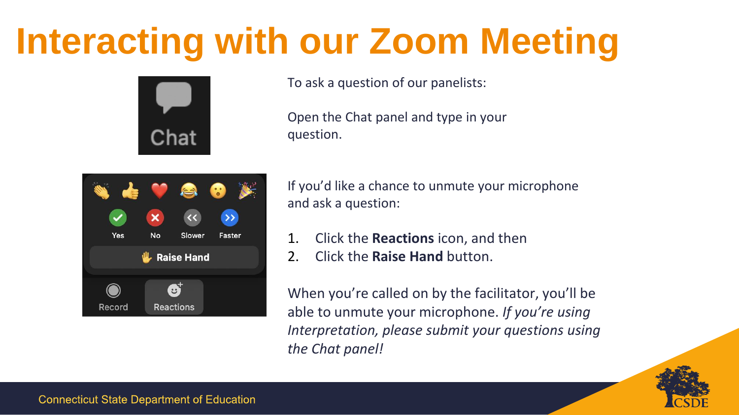# Interacting with our Zoom Meeting

To ask a question of our panelists:

Open the Chat panel and type in your question.

If you'd like a chance to unmute your microphone and ask a question:

1. Click the **Reactions** icon, and then
2. Click the **Raise Hand** button.

When you're called on by the facilitator, you'll be able to unmute your microphone. *If you're using Interpretation, please submit your questions using the Chat panel!*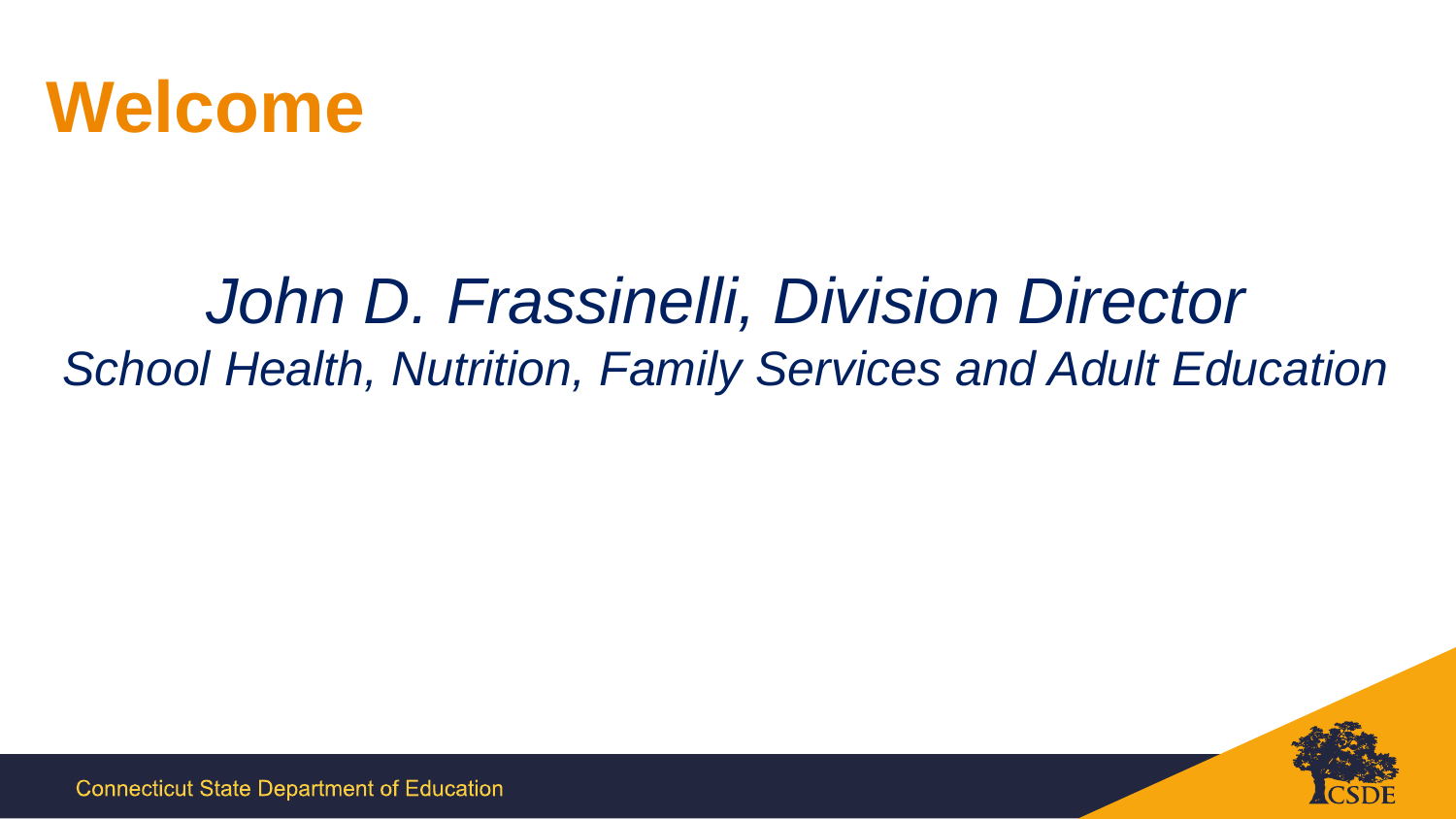# Welcome

*John D. Frassinelli, Division Director*

*School Health, Nutrition, Family Services and Adult Education*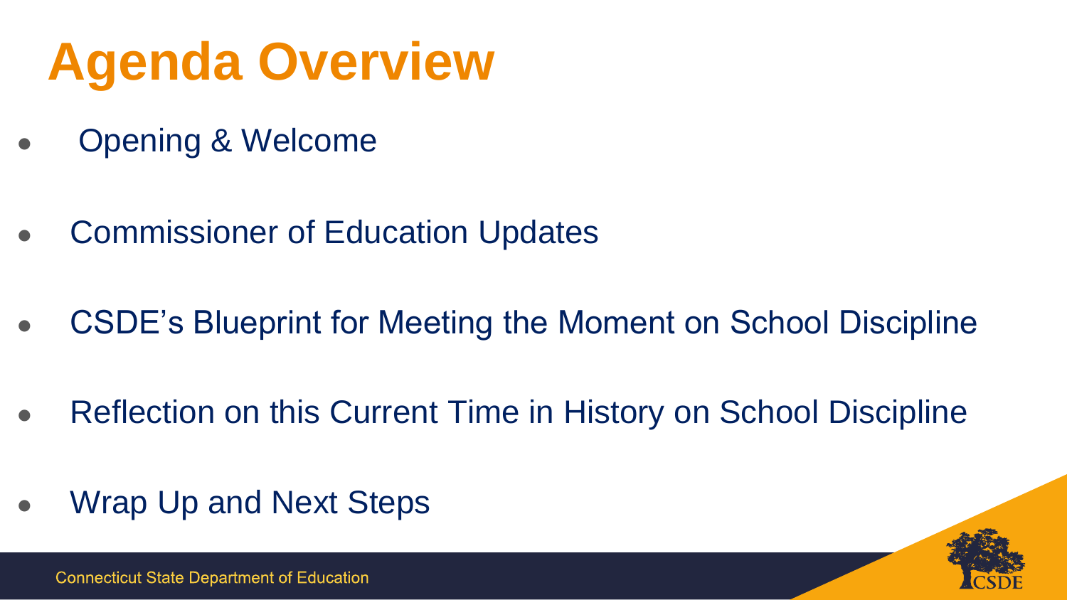# Agenda Overview

- Opening & Welcome
- Commissioner of Education Updates
- CSDE's Blueprint for Meeting the Moment on School Discipline
- Reflection on this Current Time in History on School Discipline
- Wrap Up and Next Steps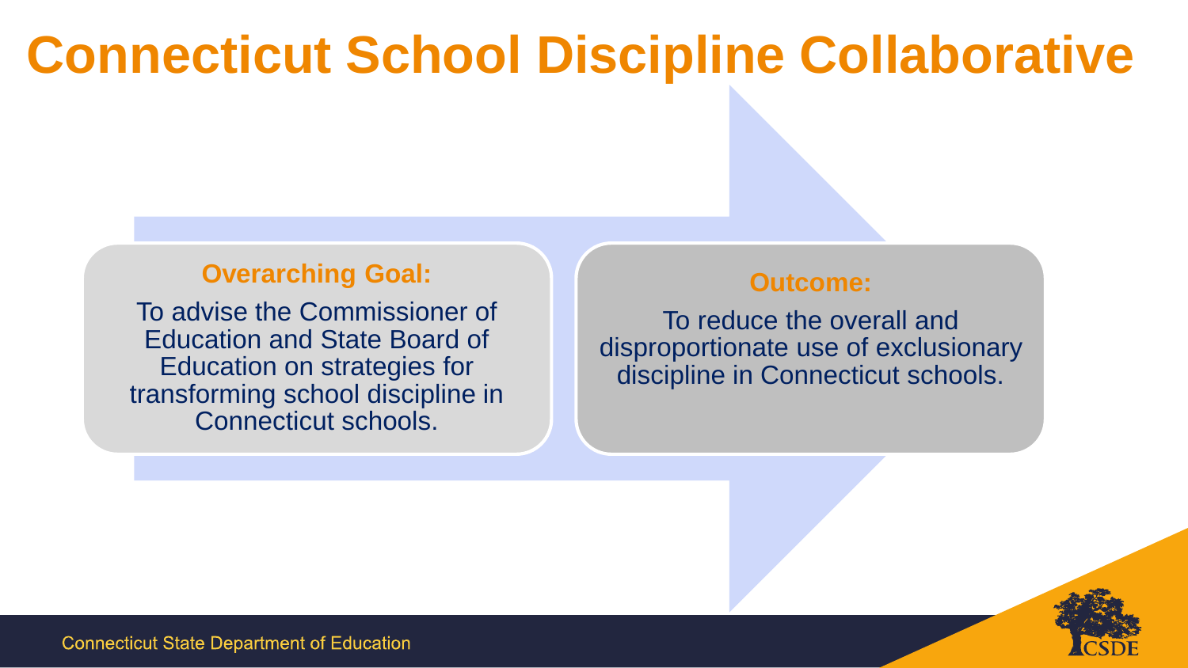# Connecticut School Discipline Collaborative

**Overarching Goal:**

To advise the Commissioner of Education and State Board of Education on strategies for transforming school discipline in Connecticut schools.

**Outcome:**

To reduce the overall and disproportionate use of exclusionary discipline in Connecticut schools.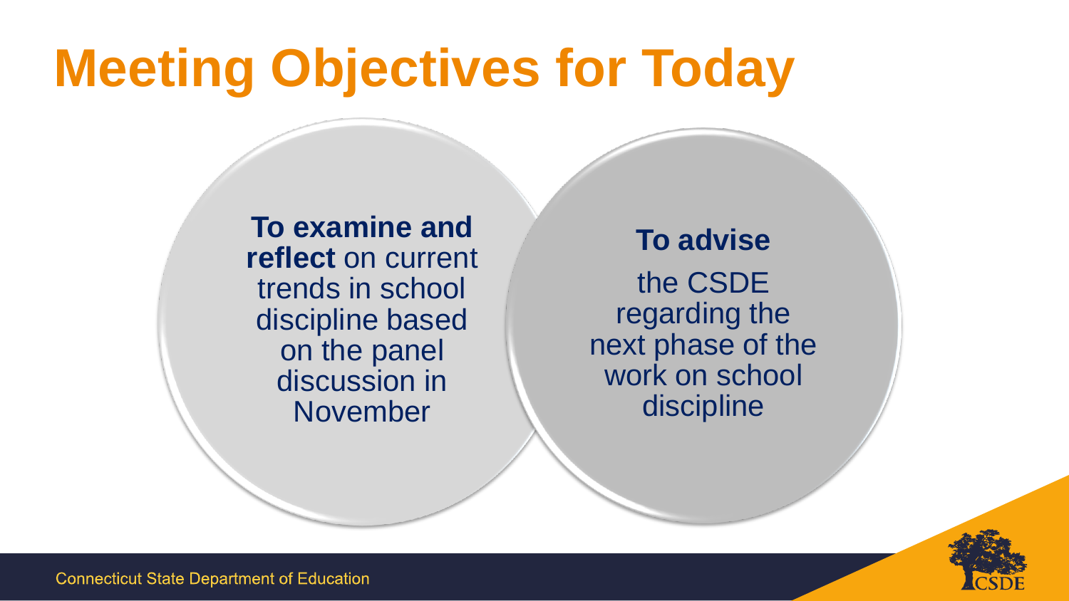# Meeting Objectives for Today

**To examine and reflect** on current trends in school discipline based on the panel discussion in November

**To advise**

the CSDE regarding the next phase of the work on school discipline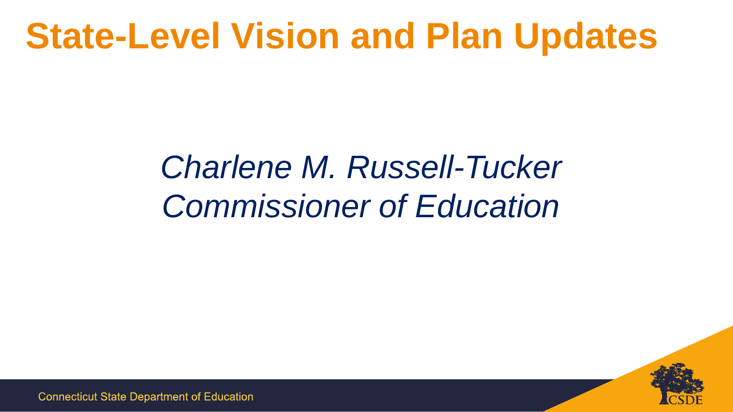# State-Level Vision and Plan Updates

*Charlene M. Russell-Tucker*
*Commissioner of Education*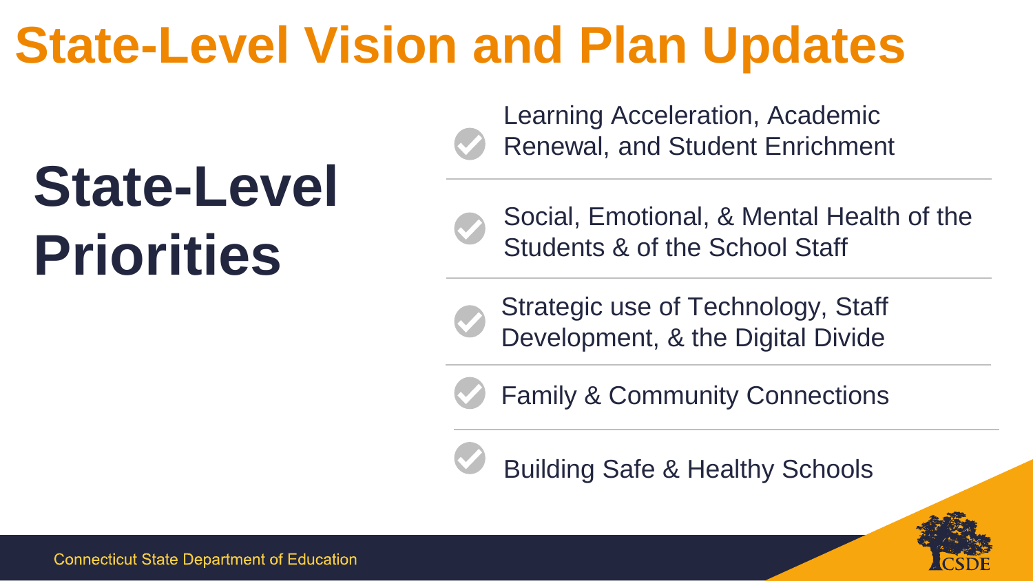# State-Level Vision and Plan Updates

## State-Level Priorities

- Learning Acceleration, Academic Renewal, and Student Enrichment
- Social, Emotional, & Mental Health of the Students & of the School Staff
- Strategic use of Technology, Staff Development, & the Digital Divide
- Family & Community Connections
- Building Safe & Healthy Schools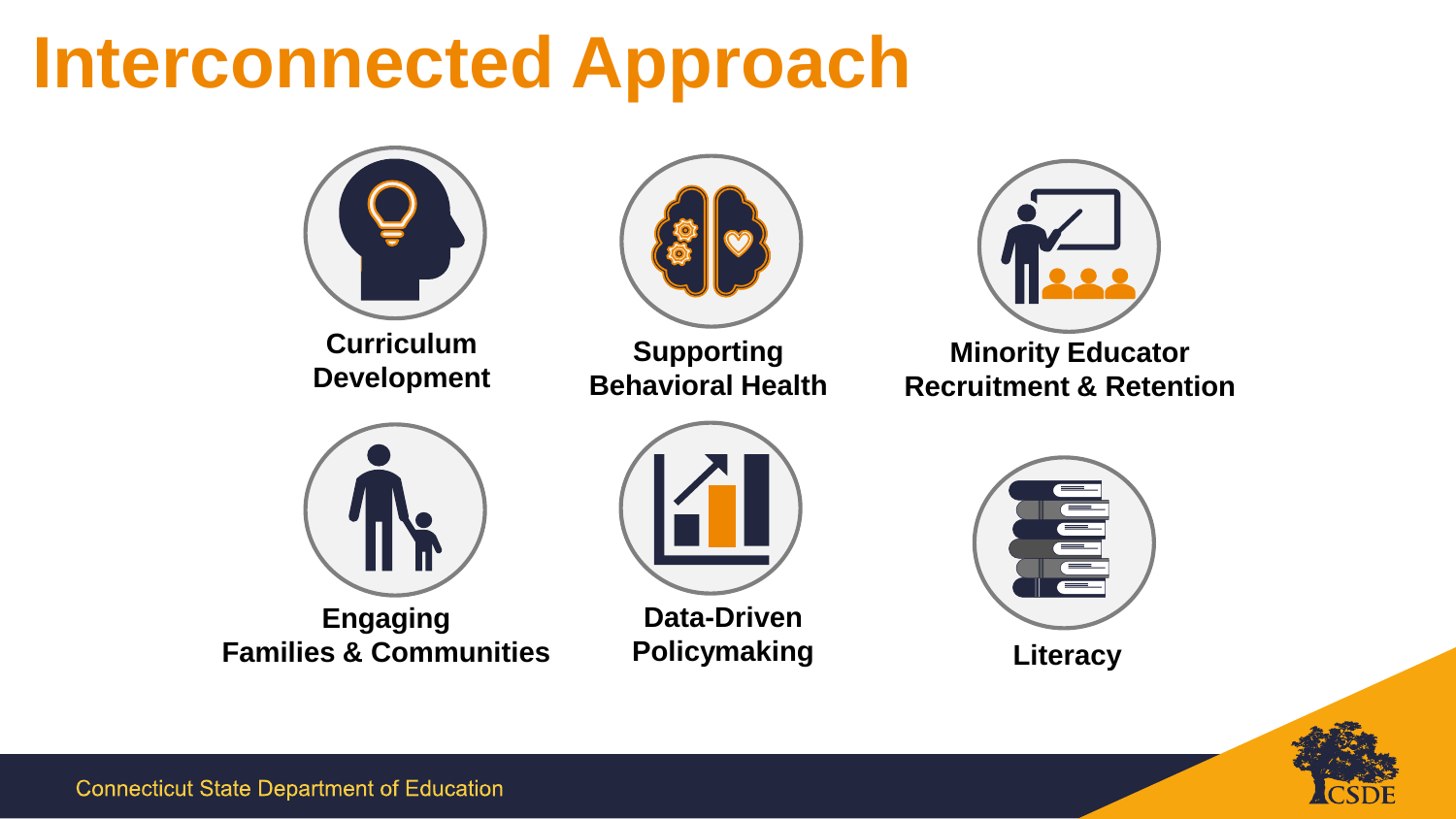# Interconnected Approach

- Curriculum Development
- Supporting Behavioral Health
- Minority Educator Recruitment & Retention
- Engaging Families & Communities
- Data-Driven Policymaking
- Literacy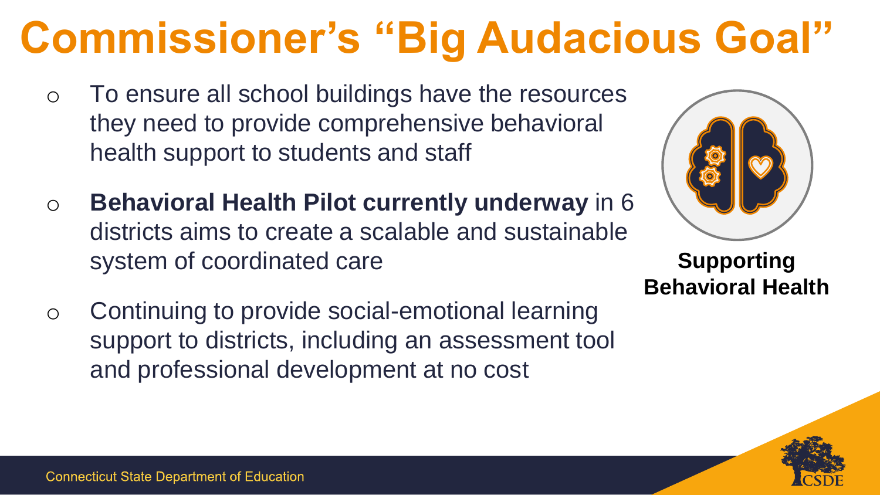# Commissioner's "Big Audacious Goal"

- To ensure all school buildings have the resources they need to provide comprehensive behavioral health support to students and staff
- **Behavioral Health Pilot currently underway** in 6 districts aims to create a scalable and sustainable system of coordinated care
- Continuing to provide social-emotional learning support to districts, including an assessment tool and professional development at no cost

**Supporting Behavioral Health**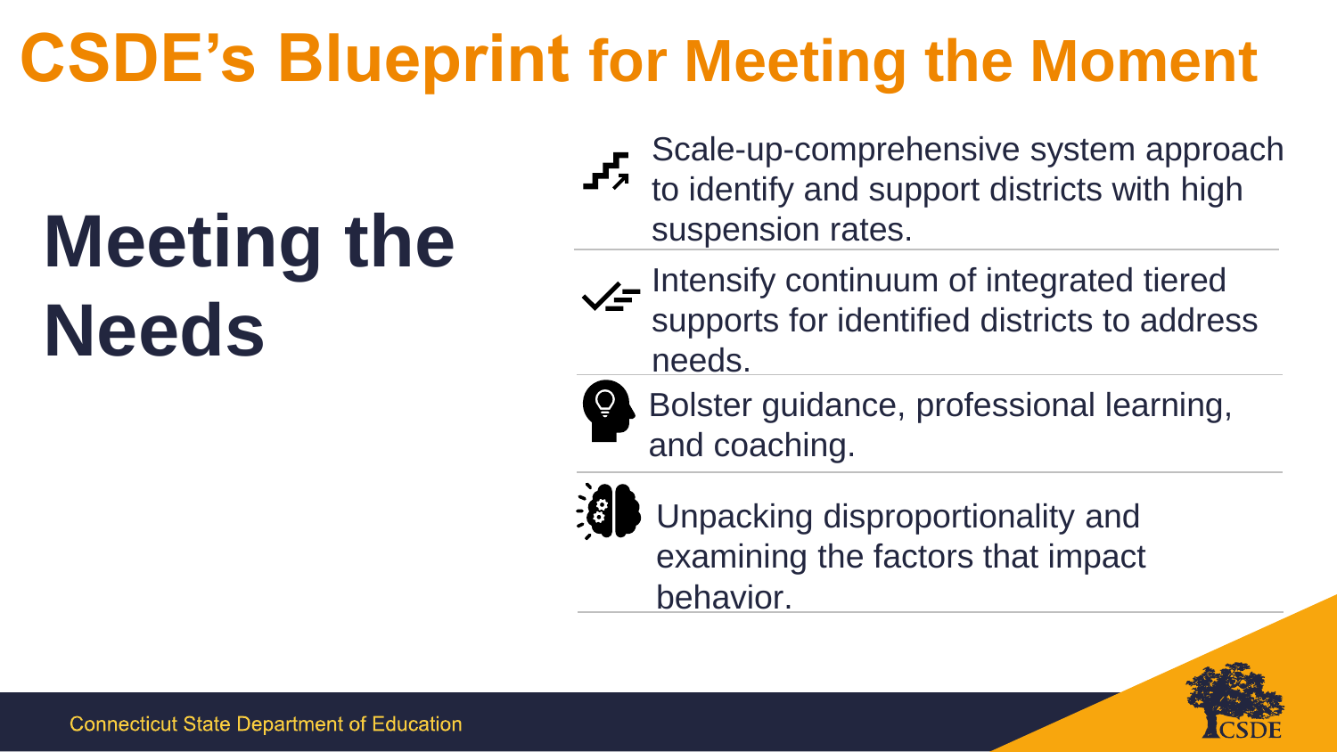# CSDE's Blueprint for Meeting the Moment

## Meeting the Needs

- Scale-up-comprehensive system approach to identify and support districts with high suspension rates.
- Intensify continuum of integrated tiered supports for identified districts to address needs.
- Bolster guidance, professional learning, and coaching.
- Unpacking disproportionality and examining the factors that impact behavior.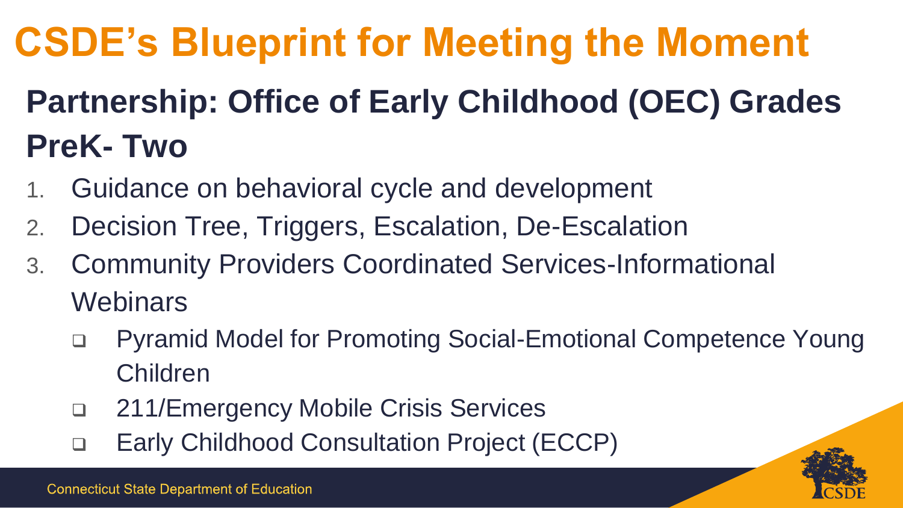# CSDE's Blueprint for Meeting the Moment

## Partnership: Office of Early Childhood (OEC) Grades PreK- Two

1. Guidance on behavioral cycle and development
2. Decision Tree, Triggers, Escalation, De-Escalation
3. Community Providers Coordinated Services-Informational Webinars
   - Pyramid Model for Promoting Social-Emotional Competence Young Children
   - 211/Emergency Mobile Crisis Services
   - Early Childhood Consultation Project (ECCP)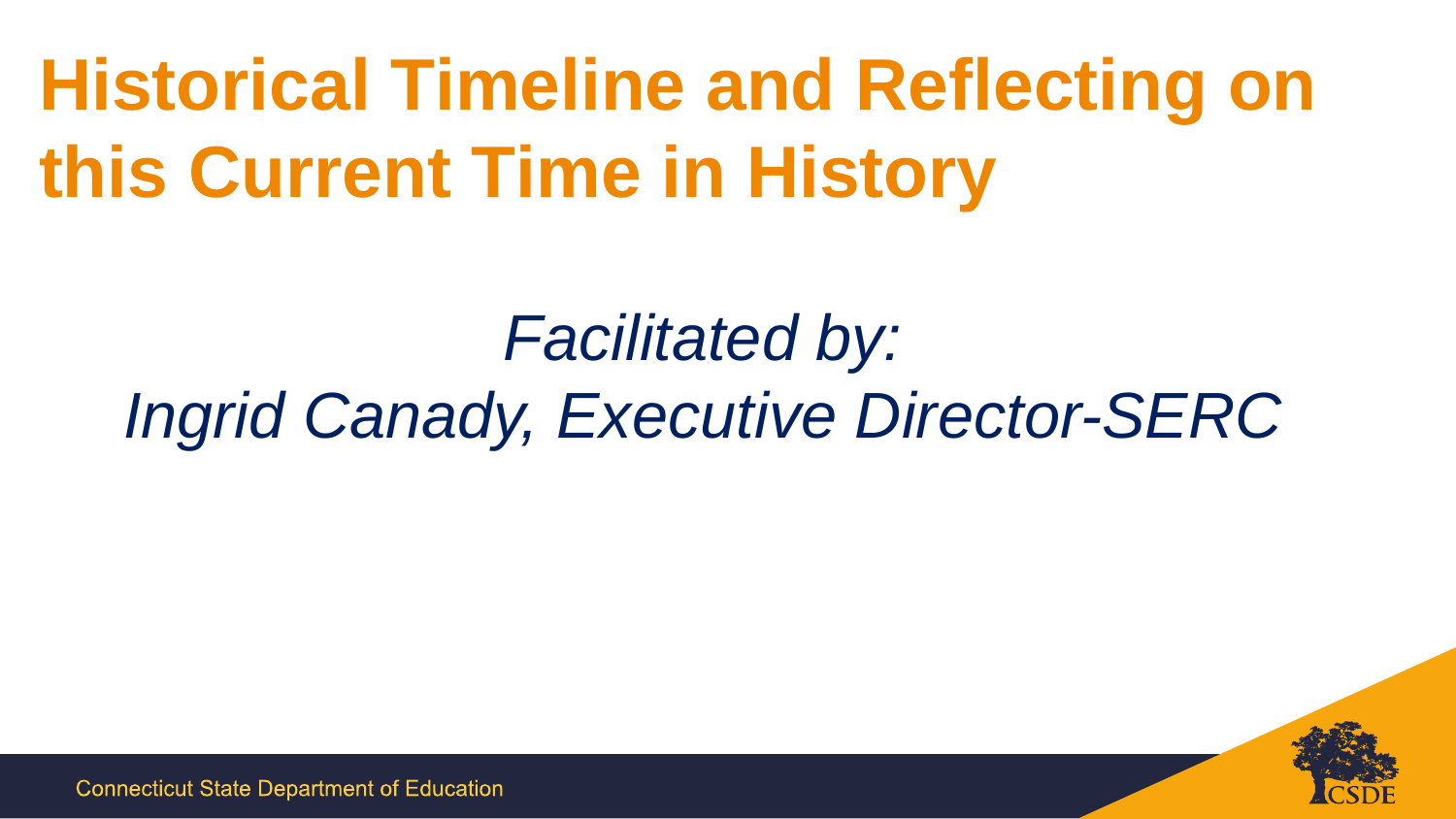# Historical Timeline and Reflecting on this Current Time in History

*Facilitated by:*
*Ingrid Canady, Executive Director-SERC*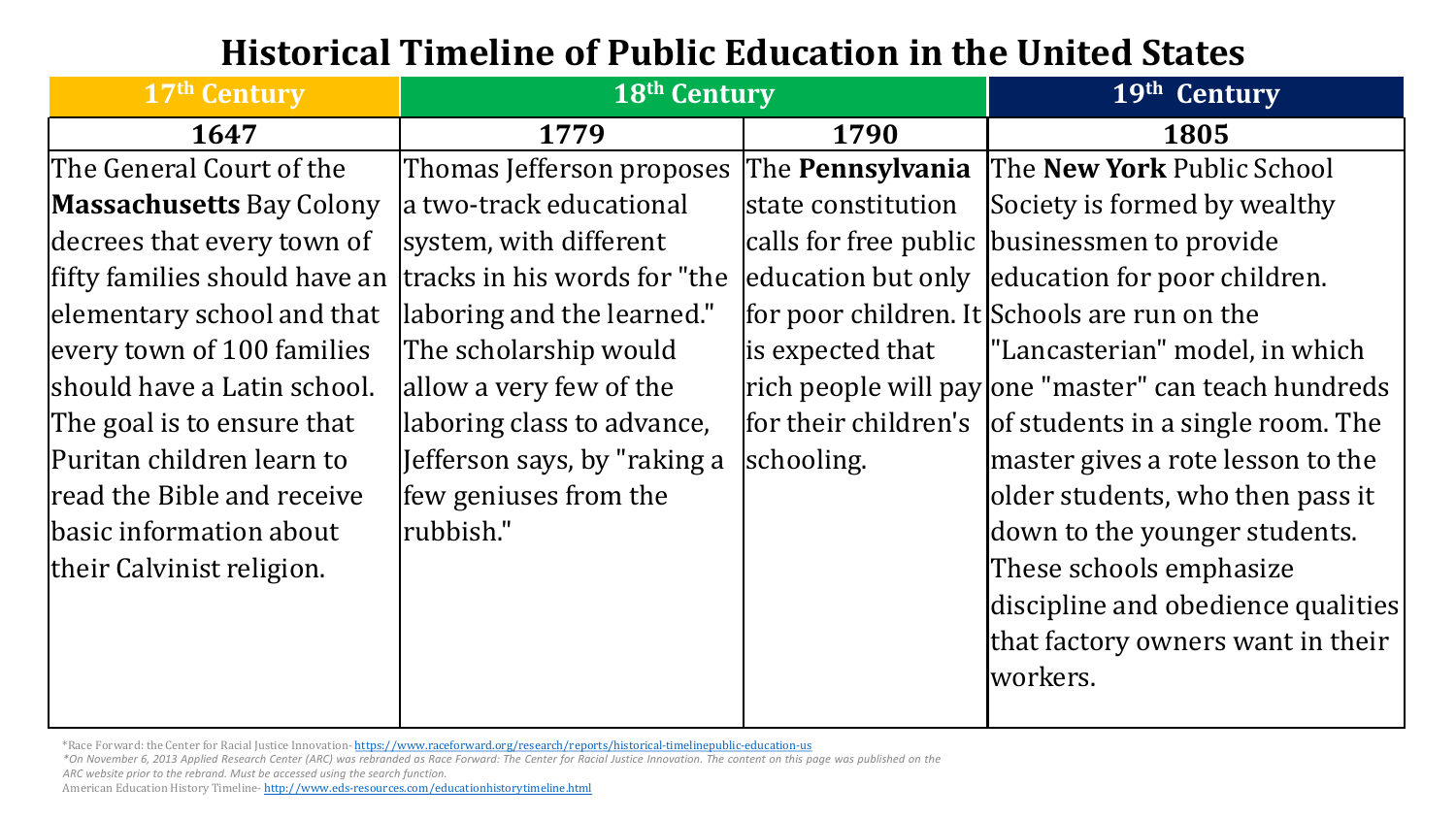# Historical Timeline of Public Education in the United States

| 17th Century | 18th Century | | 19th Century |
|---|---|---|---|
| **1647** | **1779** | **1790** | **1805** |
| The General Court of the **Massachusetts** Bay Colony decrees that every town of fifty families should have an elementary school and that every town of 100 families should have a Latin school. The goal is to ensure that Puritan children learn to read the Bible and receive basic information about their Calvinist religion. | Thomas Jefferson proposes a two-track educational system, with different tracks in his words for "the laboring and the learned." The scholarship would allow a very few of the laboring class to advance, Jefferson says, by "raking a few geniuses from the rubbish." | The **Pennsylvania** state constitution calls for free public education but only for poor children. It is expected that rich people will pay for their children's schooling. | The **New York** Public School Society is formed by wealthy businessmen to provide education for poor children. Schools are run on the "Lancasterian" model, in which one "master" can teach hundreds of students in a single room. The master gives a rote lesson to the older students, who then pass it down to the younger students. These schools emphasize discipline and obedience qualities that factory owners want in their workers. |

*Race Forward: the Center for Racial Justice Innovation- https://www.raceforward.org/research/reports/historical-timelinepublic-education-us

*\*On November 6, 2013 Applied Research Center (ARC) was rebranded as Race Forward: The Center for Racial Justice Innovation. The content on this page was published on the ARC website prior to the rebrand. Must be accessed using the search function.*

American Education History Timeline- http://www.eds-resources.com/educationhistorytimeline.html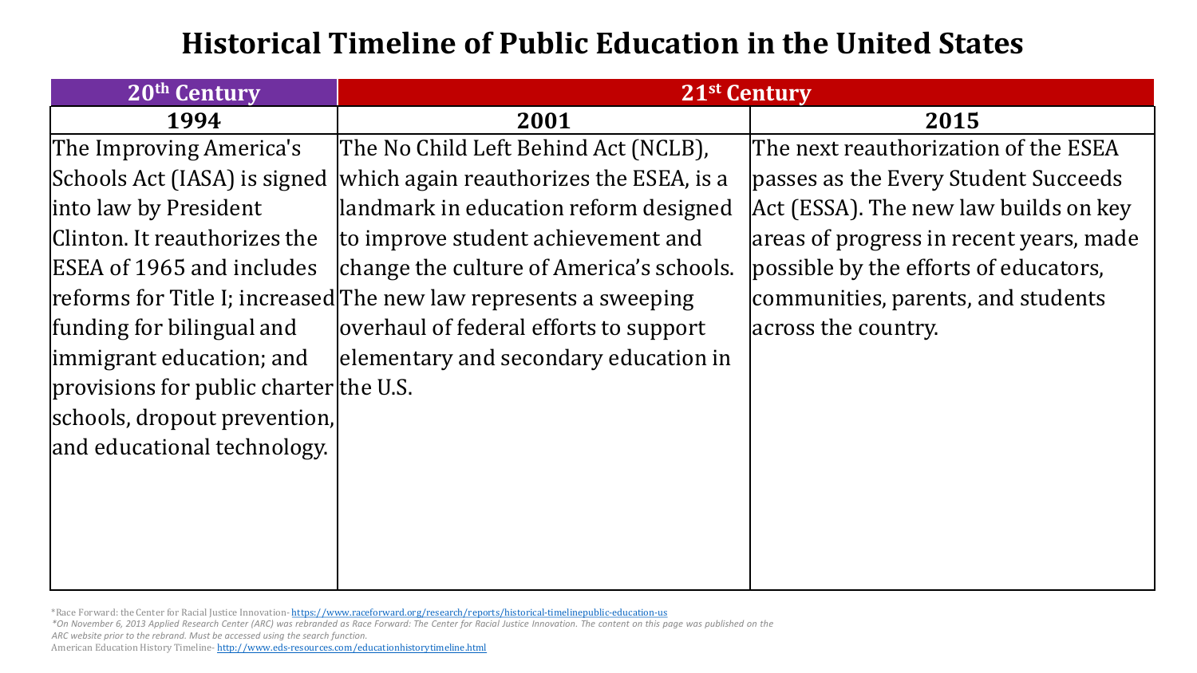# Historical Timeline of Public Education in the United States

| 20th Century | 21st Century | |
|---|---|---|
| **1994** | **2001** | **2015** |
| The Improving America's Schools Act (IASA) is signed into law by President Clinton. It reauthorizes the ESEA of 1965 and includes reforms for Title I; increased funding for bilingual and immigrant education; and provisions for public charter schools, dropout prevention, and educational technology. | The No Child Left Behind Act (NCLB), which again reauthorizes the ESEA, is a landmark in education reform designed to improve student achievement and change the culture of America's schools. The new law represents a sweeping overhaul of federal efforts to support elementary and secondary education in the U.S. | The next reauthorization of the ESEA passes as the Every Student Succeeds Act (ESSA). The new law builds on key areas of progress in recent years, made possible by the efforts of educators, communities, parents, and students across the country. |

*Race Forward: the Center for Racial Justice Innovation- https://www.raceforward.org/research/reports/historical-timelinepublic-education-us

*\*On November 6, 2013 Applied Research Center (ARC) was rebranded as Race Forward: The Center for Racial Justice Innovation. The content on this page was published on the ARC website prior to the rebrand. Must be accessed using the search function.*

American Education History Timeline- http://www.eds-resources.com/educationhistorytimeline.html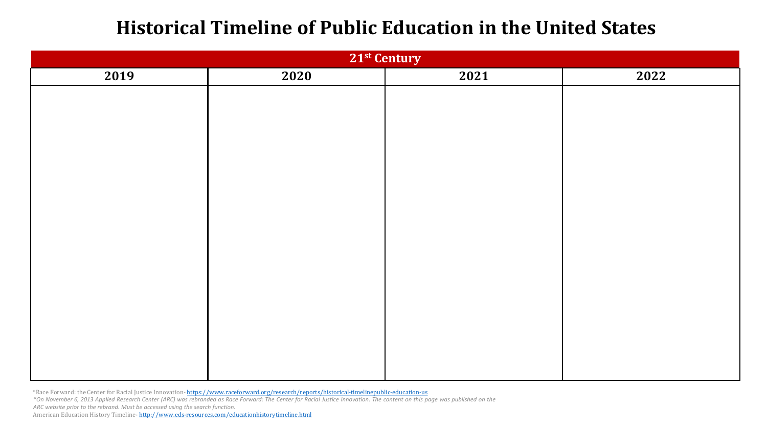# Historical Timeline of Public Education in the United States

| 21st Century | | | |
|---|---|---|---|
| 2019 | 2020 | 2021 | 2022 |
| | | | |

*Race Forward: the Center for Racial Justice Innovation- https://www.raceforward.org/research/reports/historical-timelinepublic-education-us

*\*On November 6, 2013 Applied Research Center (ARC) was rebranded as Race Forward: The Center for Racial Justice Innovation. The content on this page was published on the ARC website prior to the rebrand. Must be accessed using the search function.*

American Education History Timeline- http://www.eds-resources.com/educationhistorytimeline.html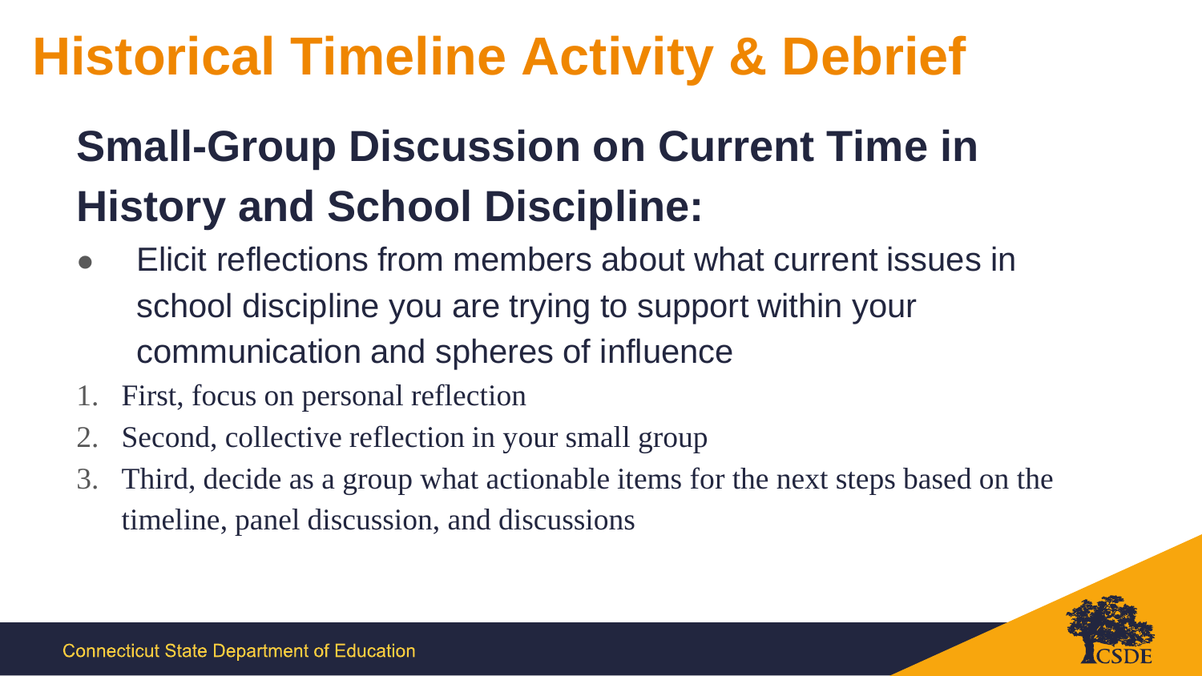# Historical Timeline Activity & Debrief

## Small-Group Discussion on Current Time in History and School Discipline:

- Elicit reflections from members about what current issues in school discipline you are trying to support within your communication and spheres of influence

1. First, focus on personal reflection
2. Second, collective reflection in your small group
3. Third, decide as a group what actionable items for the next steps based on the timeline, panel discussion, and discussions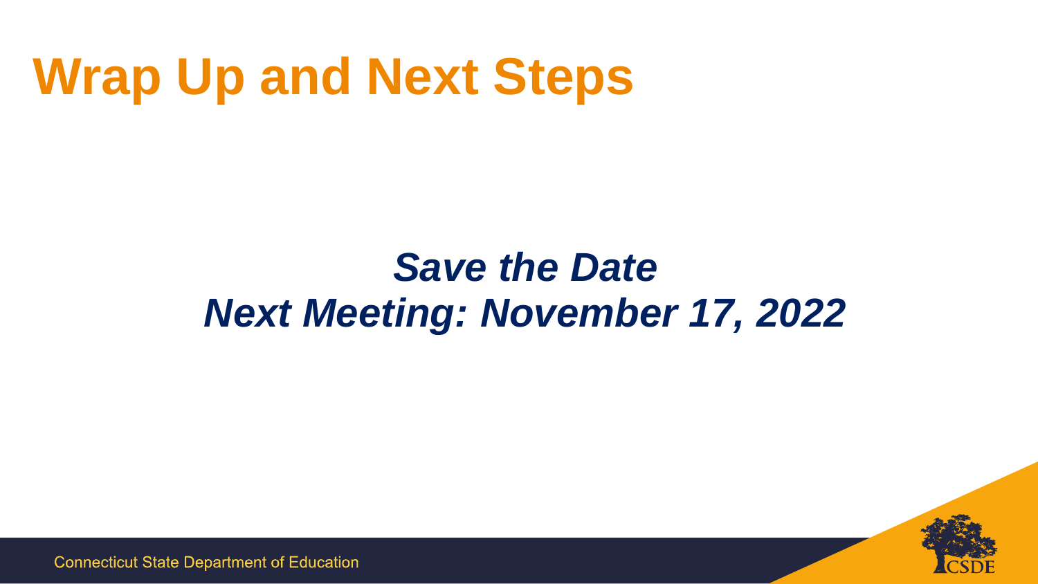# Wrap Up and Next Steps

***Save the Date***
***Next Meeting: November 17, 2022***